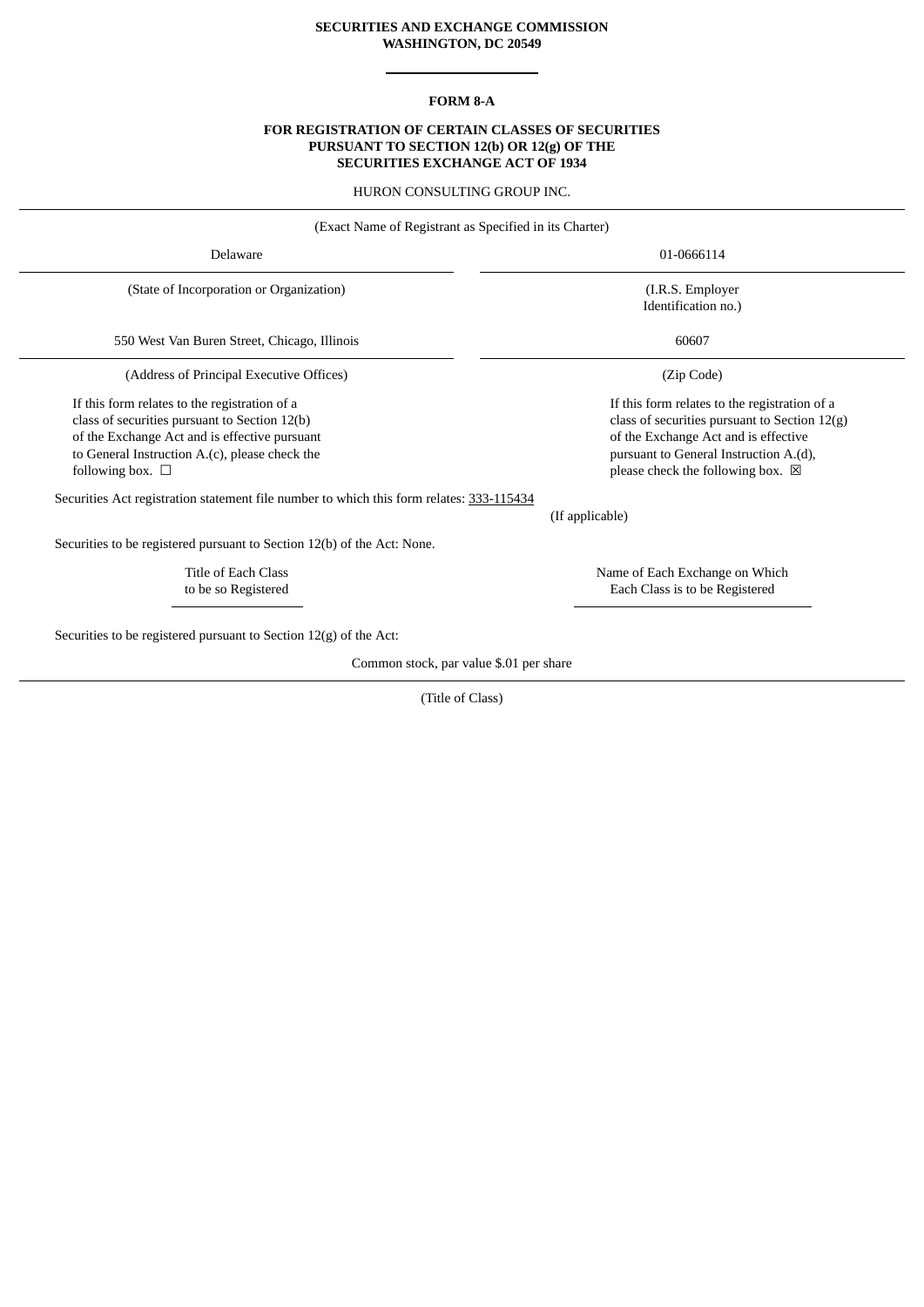**SECURITIES AND EXCHANGE COMMISSION**
**WASHINGTON, DC 20549**

**FORM 8-A**

**FOR REGISTRATION OF CERTAIN CLASSES OF SECURITIES PURSUANT TO SECTION 12(b) OR 12(g) OF THE SECURITIES EXCHANGE ACT OF 1934**

HURON CONSULTING GROUP INC.

(Exact Name of Registrant as Specified in its Charter)

| Delaware | 01-0666114 |
|---|---|
| (State of Incorporation or Organization) | (I.R.S. Employer Identification no.) |
| 550 West Van Buren Street, Chicago, Illinois | 60607 |
| (Address of Principal Executive Offices) | (Zip Code) |

If this form relates to the registration of a class of securities pursuant to Section 12(b) of the Exchange Act and is effective pursuant to General Instruction A.(c), please check the following box. ☐

If this form relates to the registration of a class of securities pursuant to Section 12(g) of the Exchange Act and is effective pursuant to General Instruction A.(d), please check the following box. ☒

Securities Act registration statement file number to which this form relates: 333-115434
(If applicable)

Securities to be registered pursuant to Section 12(b) of the Act: None.

| Title of Each Class to be so Registered | Name of Each Exchange on Which Each Class is to be Registered |
|---|---|

Securities to be registered pursuant to Section 12(g) of the Act:

Common stock, par value $.01 per share

(Title of Class)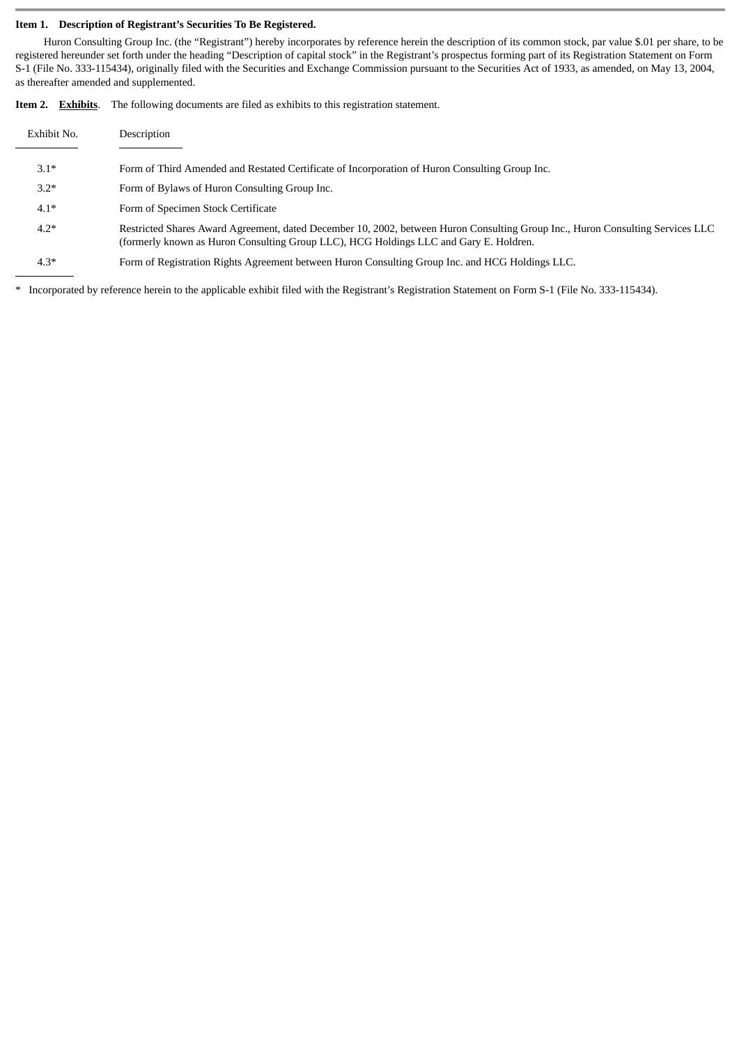**Item 1. Description of Registrant's Securities To Be Registered.**

Huron Consulting Group Inc. (the "Registrant") hereby incorporates by reference herein the description of its common stock, par value $.01 per share, to be registered hereunder set forth under the heading "Description of capital stock" in the Registrant's prospectus forming part of its Registration Statement on Form S-1 (File No. 333-115434), originally filed with the Securities and Exchange Commission pursuant to the Securities Act of 1933, as amended, on May 13, 2004, as thereafter amended and supplemented.

**Item 2. Exhibits.** The following documents are filed as exhibits to this registration statement.

| Exhibit No. | Description |
|---|---|
| 3.1* | Form of Third Amended and Restated Certificate of Incorporation of Huron Consulting Group Inc. |
| 3.2* | Form of Bylaws of Huron Consulting Group Inc. |
| 4.1* | Form of Specimen Stock Certificate |
| 4.2* | Restricted Shares Award Agreement, dated December 10, 2002, between Huron Consulting Group Inc., Huron Consulting Services LLC (formerly known as Huron Consulting Group LLC), HCG Holdings LLC and Gary E. Holdren. |
| 4.3* | Form of Registration Rights Agreement between Huron Consulting Group Inc. and HCG Holdings LLC. |

\* Incorporated by reference herein to the applicable exhibit filed with the Registrant's Registration Statement on Form S-1 (File No. 333-115434).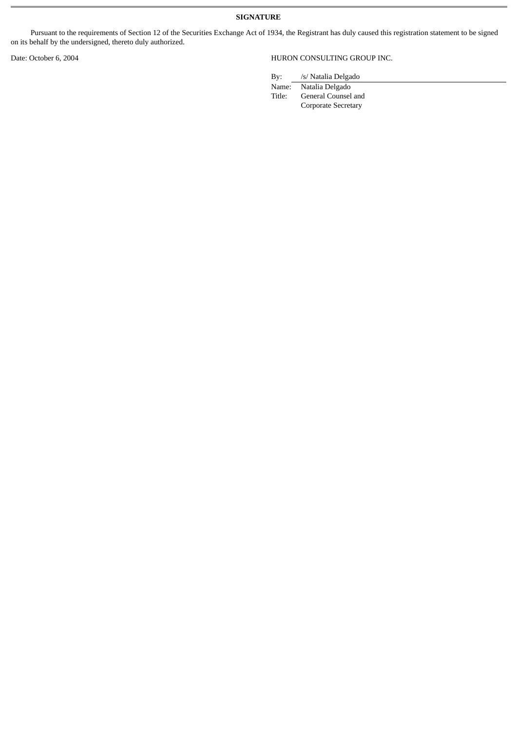**SIGNATURE**

Pursuant to the requirements of Section 12 of the Securities Exchange Act of 1934, the Registrant has duly caused this registration statement to be signed on its behalf by the undersigned, thereto duly authorized.

Date: October 6, 2004

HURON CONSULTING GROUP INC.

| | |
|---|---|
| By: | /s/ Natalia Delgado |
| Name: | Natalia Delgado |
| Title: | General Counsel and Corporate Secretary |